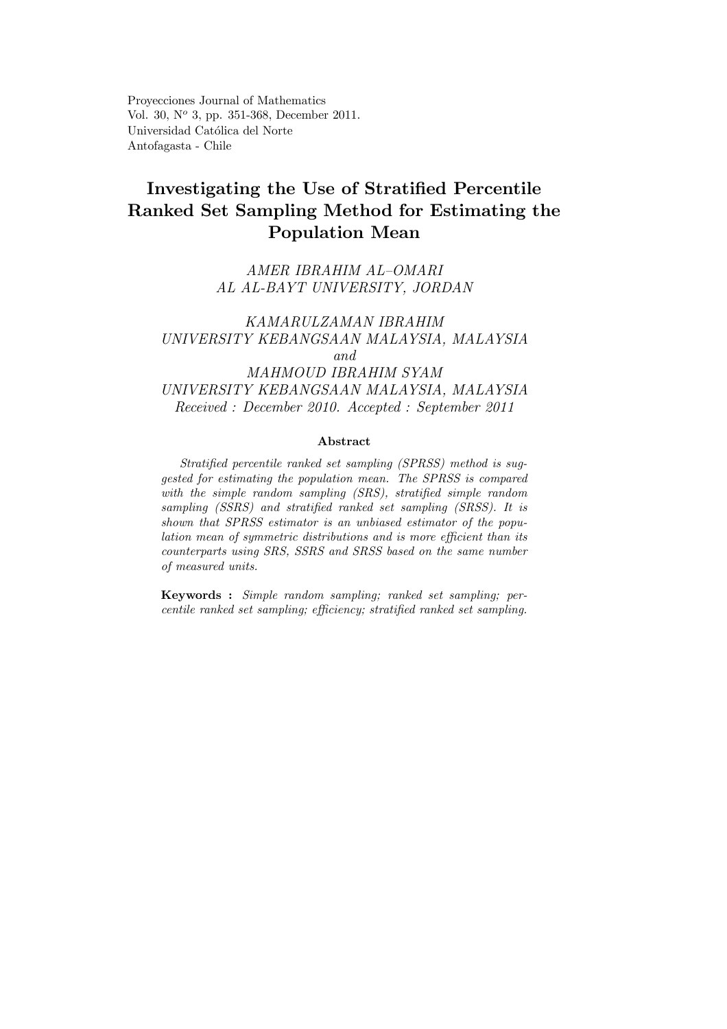Proyecciones Journal of Mathematics
Vol. 30, N$^o$ 3, pp. 351-368, December 2011.
Universidad Católica del Norte
Antofagasta - Chile

# Investigating the Use of Stratified Percentile Ranked Set Sampling Method for Estimating the Population Mean

*AMER IBRAHIM AL–OMARI*
*AL AL-BAYT UNIVERSITY, JORDAN*

*KAMARULZAMAN IBRAHIM*
*UNIVERSITY KEBANGSAAN MALAYSIA, MALAYSIA*
*and*
*MAHMOUD IBRAHIM SYAM*
*UNIVERSITY KEBANGSAAN MALAYSIA, MALAYSIA*
*Received : December 2010. Accepted : September 2011*

### Abstract

*Stratified percentile ranked set sampling (SPRSS) method is suggested for estimating the population mean. The SPRSS is compared with the simple random sampling (SRS), stratified simple random sampling (SSRS) and stratified ranked set sampling (SRSS). It is shown that SPRSS estimator is an unbiased estimator of the population mean of symmetric distributions and is more efficient than its counterparts using SRS, SSRS and SRSS based on the same number of measured units.*

**Keywords :** *Simple random sampling; ranked set sampling; percentile ranked set sampling; efficiency; stratified ranked set sampling.*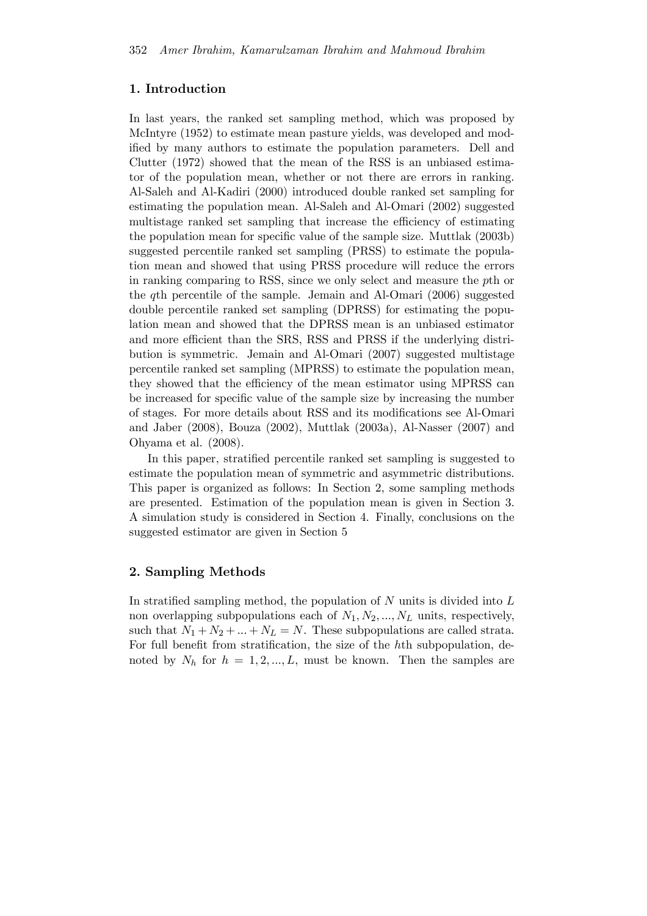## 1. Introduction

In last years, the ranked set sampling method, which was proposed by McIntyre (1952) to estimate mean pasture yields, was developed and modified by many authors to estimate the population parameters. Dell and Clutter (1972) showed that the mean of the RSS is an unbiased estimator of the population mean, whether or not there are errors in ranking. Al-Saleh and Al-Kadiri (2000) introduced double ranked set sampling for estimating the population mean. Al-Saleh and Al-Omari (2002) suggested multistage ranked set sampling that increase the efficiency of estimating the population mean for specific value of the sample size. Muttlak (2003b) suggested percentile ranked set sampling (PRSS) to estimate the population mean and showed that using PRSS procedure will reduce the errors in ranking comparing to RSS, since we only select and measure the $p$th or the $q$th percentile of the sample. Jemain and Al-Omari (2006) suggested double percentile ranked set sampling (DPRSS) for estimating the population mean and showed that the DPRSS mean is an unbiased estimator and more efficient than the SRS, RSS and PRSS if the underlying distribution is symmetric. Jemain and Al-Omari (2007) suggested multistage percentile ranked set sampling (MPRSS) to estimate the population mean, they showed that the efficiency of the mean estimator using MPRSS can be increased for specific value of the sample size by increasing the number of stages. For more details about RSS and its modifications see Al-Omari and Jaber (2008), Bouza (2002), Muttlak (2003a), Al-Nasser (2007) and Ohyama et al. (2008).

In this paper, stratified percentile ranked set sampling is suggested to estimate the population mean of symmetric and asymmetric distributions. This paper is organized as follows: In Section 2, some sampling methods are presented. Estimation of the population mean is given in Section 3. A simulation study is considered in Section 4. Finally, conclusions on the suggested estimator are given in Section 5

## 2. Sampling Methods

In stratified sampling method, the population of $N$ units is divided into $L$ non overlapping subpopulations each of $N_1, N_2, ..., N_L$ units, respectively, such that $N_1 + N_2 + ... + N_L = N$. These subpopulations are called strata. For full benefit from stratification, the size of the $h$th subpopulation, denoted by $N_h$ for $h = 1, 2, ..., L$, must be known. Then the samples are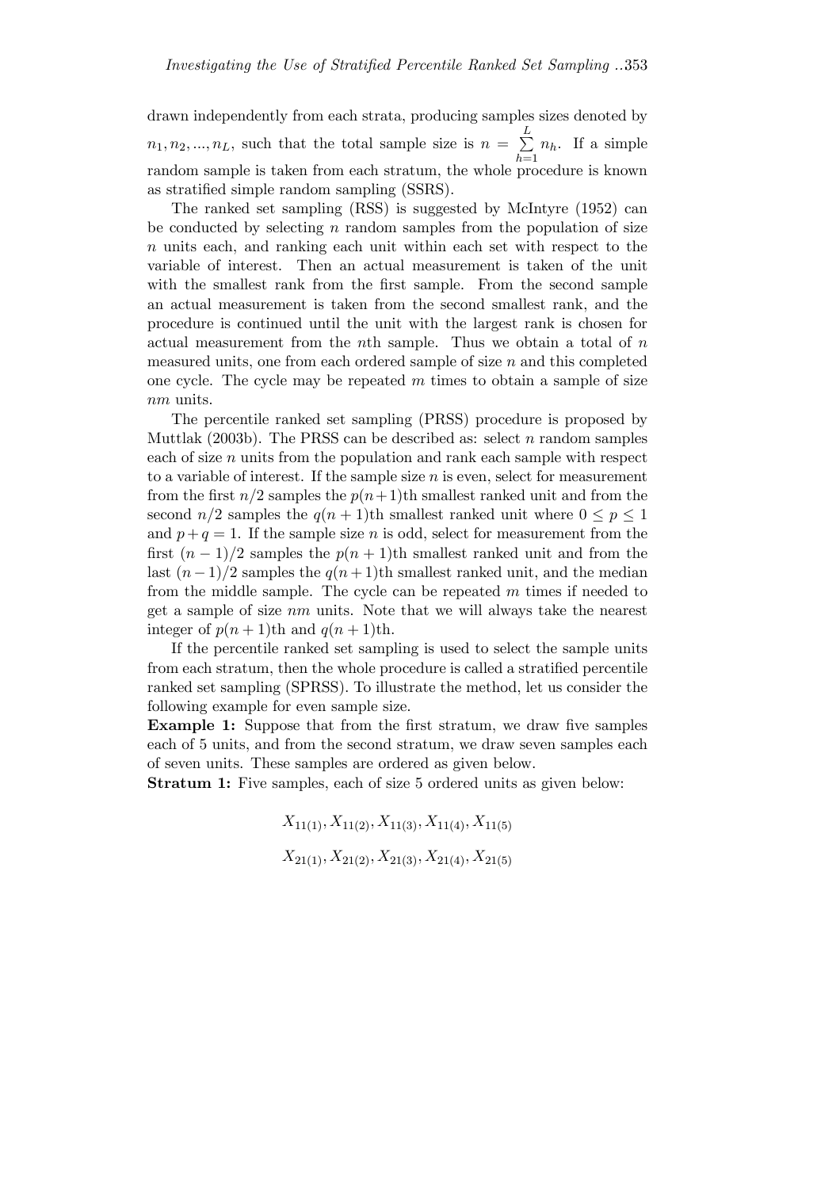drawn independently from each strata, producing samples sizes denoted by $n_1, n_2, ..., n_L$, such that the total sample size is $n = \sum_{h=1}^{L} n_h$. If a simple random sample is taken from each stratum, the whole procedure is known as stratified simple random sampling (SSRS).

The ranked set sampling (RSS) is suggested by McIntyre (1952) can be conducted by selecting $n$ random samples from the population of size $n$ units each, and ranking each unit within each set with respect to the variable of interest. Then an actual measurement is taken of the unit with the smallest rank from the first sample. From the second sample an actual measurement is taken from the second smallest rank, and the procedure is continued until the unit with the largest rank is chosen for actual measurement from the $n$th sample. Thus we obtain a total of $n$ measured units, one from each ordered sample of size $n$ and this completed one cycle. The cycle may be repeated $m$ times to obtain a sample of size $nm$ units.

The percentile ranked set sampling (PRSS) procedure is proposed by Muttlak (2003b). The PRSS can be described as: select $n$ random samples each of size $n$ units from the population and rank each sample with respect to a variable of interest. If the sample size $n$ is even, select for measurement from the first $n/2$ samples the $p(n+1)$th smallest ranked unit and from the second $n/2$ samples the $q(n+1)$th smallest ranked unit where $0 \leq p \leq 1$ and $p + q = 1$. If the sample size $n$ is odd, select for measurement from the first $(n-1)/2$ samples the $p(n+1)$th smallest ranked unit and from the last $(n-1)/2$ samples the $q(n+1)$th smallest ranked unit, and the median from the middle sample. The cycle can be repeated $m$ times if needed to get a sample of size $nm$ units. Note that we will always take the nearest integer of $p(n+1)$th and $q(n+1)$th.

If the percentile ranked set sampling is used to select the sample units from each stratum, then the whole procedure is called a stratified percentile ranked set sampling (SPRSS). To illustrate the method, let us consider the following example for even sample size.

**Example 1:** Suppose that from the first stratum, we draw five samples each of 5 units, and from the second stratum, we draw seven samples each of seven units. These samples are ordered as given below.

**Stratum 1:** Five samples, each of size 5 ordered units as given below:

$$X_{11(1)}, X_{11(2)}, X_{11(3)}, X_{11(4)}, X_{11(5)}$$

$$X_{21(1)}, X_{21(2)}, X_{21(3)}, X_{21(4)}, X_{21(5)}$$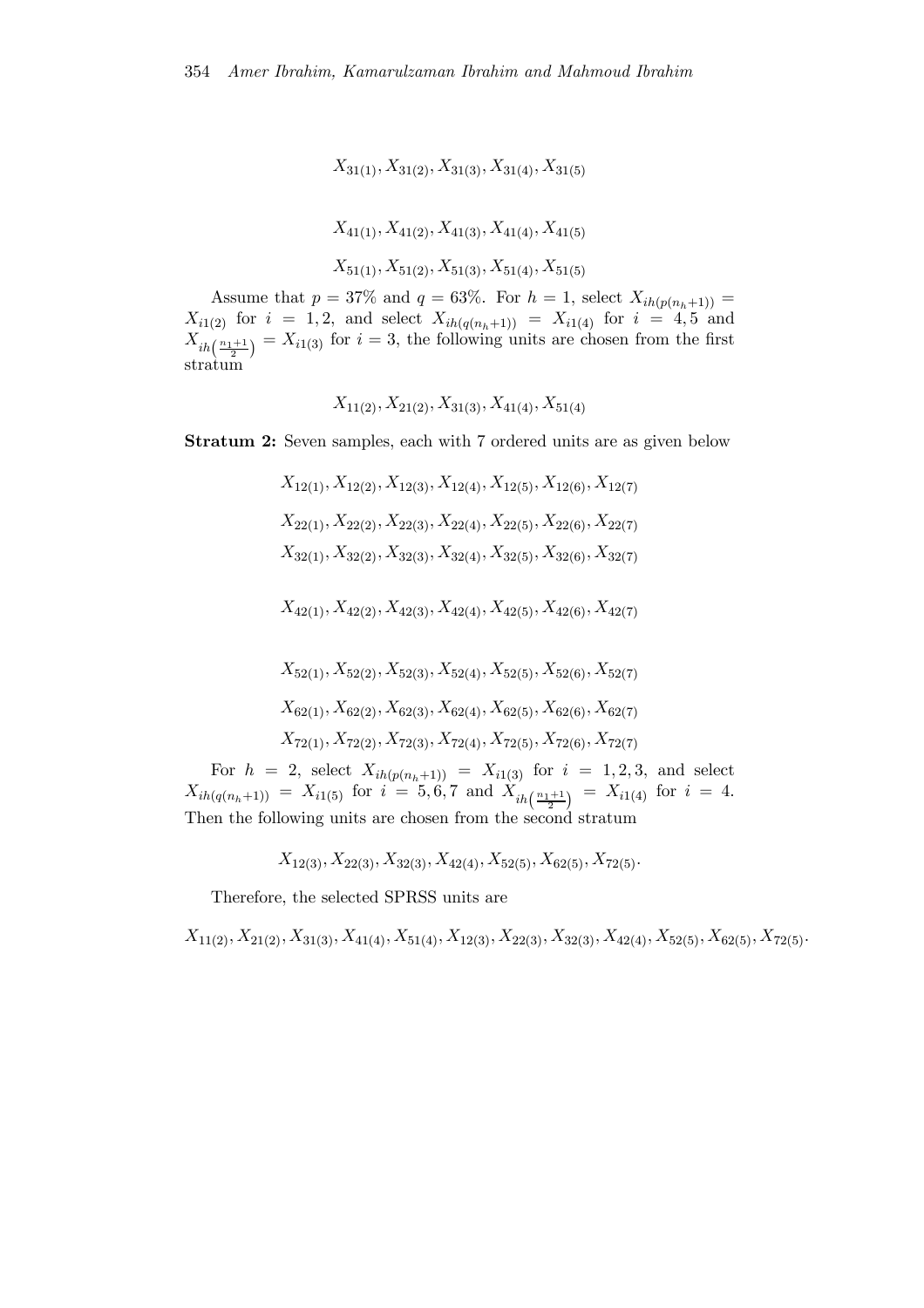$$X_{31(1)}, X_{31(2)}, X_{31(3)}, X_{31(4)}, X_{31(5)}$$

$$X_{41(1)}, X_{41(2)}, X_{41(3)}, X_{41(4)}, X_{41(5)}$$

$$X_{51(1)}, X_{51(2)}, X_{51(3)}, X_{51(4)}, X_{51(5)}$$

Assume that $p = 37\%$ and $q = 63\%$. For $h = 1$, select $X_{ih(p(n_h+1))} = X_{i1(2)}$ for $i = 1, 2$, and select $X_{ih(q(n_h+1))} = X_{i1(4)}$ for $i = 4, 5$ and $X_{ih\left(\frac{n_1+1}{2}\right)} = X_{i1(3)}$ for $i = 3$, the following units are chosen from the first stratum

$$X_{11(2)}, X_{21(2)}, X_{31(3)}, X_{41(4)}, X_{51(4)}$$

**Stratum 2:** Seven samples, each with 7 ordered units are as given below

$$X_{12(1)}, X_{12(2)}, X_{12(3)}, X_{12(4)}, X_{12(5)}, X_{12(6)}, X_{12(7)}$$

$$X_{22(1)}, X_{22(2)}, X_{22(3)}, X_{22(4)}, X_{22(5)}, X_{22(6)}, X_{22(7)}$$

$$X_{32(1)}, X_{32(2)}, X_{32(3)}, X_{32(4)}, X_{32(5)}, X_{32(6)}, X_{32(7)}$$

$$X_{42(1)}, X_{42(2)}, X_{42(3)}, X_{42(4)}, X_{42(5)}, X_{42(6)}, X_{42(7)}$$

$$X_{52(1)}, X_{52(2)}, X_{52(3)}, X_{52(4)}, X_{52(5)}, X_{52(6)}, X_{52(7)}$$

$$X_{62(1)}, X_{62(2)}, X_{62(3)}, X_{62(4)}, X_{62(5)}, X_{62(6)}, X_{62(7)}$$

$$X_{72(1)}, X_{72(2)}, X_{72(3)}, X_{72(4)}, X_{72(5)}, X_{72(6)}, X_{72(7)}$$

For $h = 2$, select $X_{ih(p(n_h+1))} = X_{i1(3)}$ for $i = 1, 2, 3$, and select $X_{ih(q(n_h+1))} = X_{i1(5)}$ for $i = 5, 6, 7$ and $X_{ih\left(\frac{n_1+1}{2}\right)} = X_{i1(4)}$ for $i = 4$. Then the following units are chosen from the second stratum

$$X_{12(3)}, X_{22(3)}, X_{32(3)}, X_{42(4)}, X_{52(5)}, X_{62(5)}, X_{72(5)}.$$

Therefore, the selected SPRSS units are

$$X_{11(2)}, X_{21(2)}, X_{31(3)}, X_{41(4)}, X_{51(4)}, X_{12(3)}, X_{22(3)}, X_{32(3)}, X_{42(4)}, X_{52(5)}, X_{62(5)}, X_{72(5)}.$$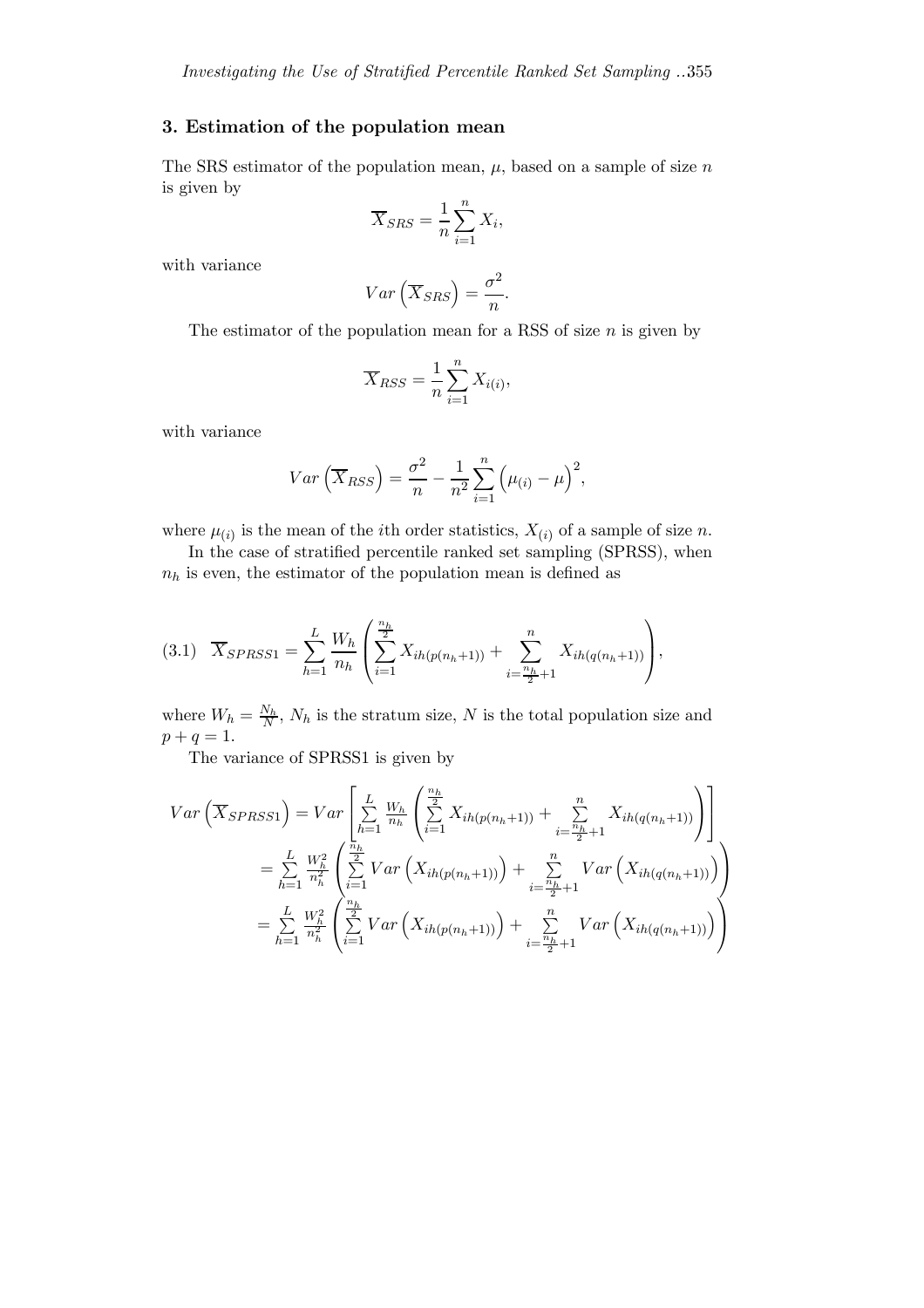## 3. Estimation of the population mean

The SRS estimator of the population mean, $\mu$, based on a sample of size $n$ is given by

$$\overline{X}_{SRS} = \frac{1}{n}\sum_{i=1}^{n} X_i,$$

with variance

$$Var\left(\overline{X}_{SRS}\right) = \frac{\sigma^2}{n}.$$

The estimator of the population mean for a RSS of size $n$ is given by

$$\overline{X}_{RSS} = \frac{1}{n}\sum_{i=1}^{n} X_{i(i)},$$

with variance

$$Var\left(\overline{X}_{RSS}\right) = \frac{\sigma^2}{n} - \frac{1}{n^2}\sum_{i=1}^{n}\left(\mu_{(i)} - \mu\right)^2,$$

where $\mu_{(i)}$ is the mean of the $i$th order statistics, $X_{(i)}$ of a sample of size $n$.

In the case of stratified percentile ranked set sampling (SPRSS), when $n_h$ is even, the estimator of the population mean is defined as

$$\text{(3.1)} \quad \overline{X}_{SPRSS1} = \sum_{h=1}^{L} \frac{W_h}{n_h}\left(\sum_{i=1}^{\frac{n_h}{2}} X_{ih(p(n_h+1))} + \sum_{i=\frac{n_h}{2}+1}^{n} X_{ih(q(n_h+1))}\right),$$

where $W_h = \frac{N_h}{N}$, $N_h$ is the stratum size, $N$ is the total population size and $p + q = 1$.

The variance of SPRSS1 is given by

$$\begin{aligned}
Var\left(\overline{X}_{SPRSS1}\right) &= Var\left[\sum_{h=1}^{L} \frac{W_h}{n_h}\left(\sum_{i=1}^{\frac{n_h}{2}} X_{ih(p(n_h+1))} + \sum_{i=\frac{n_h}{2}+1}^{n} X_{ih(q(n_h+1))}\right)\right] \\
&= \sum_{h=1}^{L} \frac{W_h^2}{n_h^2}\left(\sum_{i=1}^{\frac{n_h}{2}} Var\left(X_{ih(p(n_h+1))}\right) + \sum_{i=\frac{n_h}{2}+1}^{n} Var\left(X_{ih(q(n_h+1))}\right)\right) \\
&= \sum_{h=1}^{L} \frac{W_h^2}{n_h^2}\left(\sum_{i=1}^{\frac{n_h}{2}} Var\left(X_{ih(p(n_h+1))}\right) + \sum_{i=\frac{n_h}{2}+1}^{n} Var\left(X_{ih(q(n_h+1))}\right)\right)
\end{aligned}$$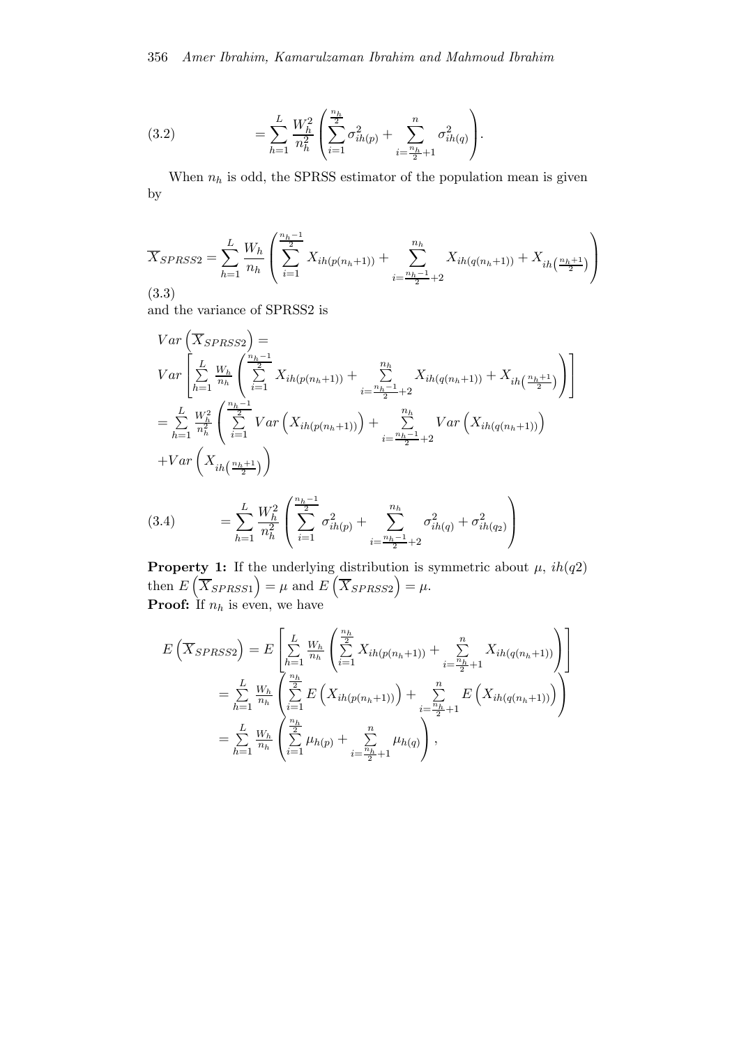$$= \sum_{h=1}^{L} \frac{W_h^2}{n_h^2} \left( \sum_{i=1}^{\frac{n_h}{2}} \sigma_{ih(p)}^2 + \sum_{i=\frac{n_h}{2}+1}^{n} \sigma_{ih(q)}^2 \right). \tag{3.2}$$

When $n_h$ is odd, the SPRSS estimator of the population mean is given by

$$\overline{X}_{SPRSS2} = \sum_{h=1}^{L} \frac{W_h}{n_h} \left( \sum_{i=1}^{\frac{n_h-1}{2}} X_{ih(p(n_h+1))} + \sum_{i=\frac{n_h-1}{2}+2}^{n_h} X_{ih(q(n_h+1))} + X_{ih\left(\frac{n_h+1}{2}\right)} \right) \tag{3.3}$$

and the variance of SPRSS2 is

$$\begin{aligned}
&Var\left(\overline{X}_{SPRSS2}\right) = \\
&Var\left[ \sum_{h=1}^{L} \frac{W_h}{n_h} \left( \sum_{i=1}^{\frac{n_h-1}{2}} X_{ih(p(n_h+1))} + \sum_{i=\frac{n_h-1}{2}+2}^{n_h} X_{ih(q(n_h+1))} + X_{ih\left(\frac{n_h+1}{2}\right)} \right) \right] \\
&= \sum_{h=1}^{L} \frac{W_h^2}{n_h^2} \left( \sum_{i=1}^{\frac{n_h-1}{2}} Var\left(X_{ih(p(n_h+1))}\right) + \sum_{i=\frac{n_h-1}{2}+2}^{n_h} Var\left(X_{ih(q(n_h+1))}\right) \right. \\
&\left. + Var\left(X_{ih\left(\frac{n_h+1}{2}\right)}\right) \right)
\end{aligned}$$

$$= \sum_{h=1}^{L} \frac{W_h^2}{n_h^2} \left( \sum_{i=1}^{\frac{n_h-1}{2}} \sigma_{ih(p)}^2 + \sum_{i=\frac{n_h-1}{2}+2}^{n_h} \sigma_{ih(q)}^2 + \sigma_{ih(q_2)}^2 \right) \tag{3.4}$$

**Property 1:** If the underlying distribution is symmetric about $\mu$, $ih(q2)$ then $E\left(\overline{X}_{SPRSS1}\right) = \mu$ and $E\left(\overline{X}_{SPRSS2}\right) = \mu$.
**Proof:** If $n_h$ is even, we have

$$\begin{aligned}
E\left(\overline{X}_{SPRSS2}\right) &= E\left[ \sum_{h=1}^{L} \frac{W_h}{n_h} \left( \sum_{i=1}^{\frac{n_h}{2}} X_{ih(p(n_h+1))} + \sum_{i=\frac{n_h}{2}+1}^{n} X_{ih(q(n_h+1))} \right) \right] \\
&= \sum_{h=1}^{L} \frac{W_h}{n_h} \left( \sum_{i=1}^{\frac{n_h}{2}} E\left(X_{ih(p(n_h+1))}\right) + \sum_{i=\frac{n_h}{2}+1}^{n} E\left(X_{ih(q(n_h+1))}\right) \right) \\
&= \sum_{h=1}^{L} \frac{W_h}{n_h} \left( \sum_{i=1}^{\frac{n_h}{2}} \mu_{h(p)} + \sum_{i=\frac{n_h}{2}+1}^{n} \mu_{h(q)} \right),
\end{aligned}$$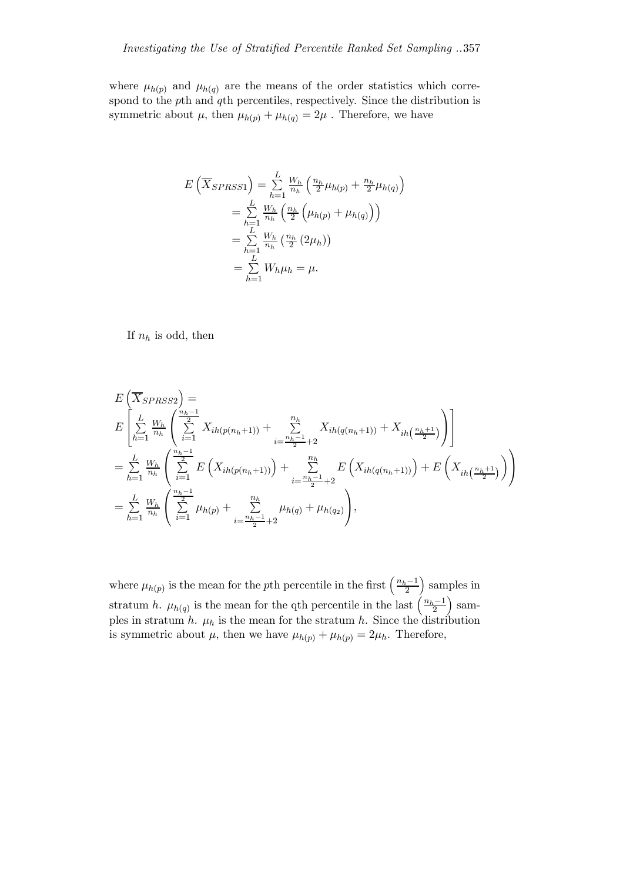where $\mu_{h(p)}$ and $\mu_{h(q)}$ are the means of the order statistics which correspond to the $p$th and $q$th percentiles, respectively. Since the distribution is symmetric about $\mu$, then $\mu_{h(p)} + \mu_{h(q)} = 2\mu$ . Therefore, we have

$$
\begin{aligned}
E\left(\overline{X}_{SPRSS1}\right) &= \sum_{h=1}^{L} \frac{W_h}{n_h}\left(\frac{n_h}{2}\mu_{h(p)} + \frac{n_h}{2}\mu_{h(q)}\right) \\
&= \sum_{h=1}^{L} \frac{W_h}{n_h}\left(\frac{n_h}{2}\left(\mu_{h(p)} + \mu_{h(q)}\right)\right) \\
&= \sum_{h=1}^{L} \frac{W_h}{n_h}\left(\frac{n_h}{2}\left(2\mu_h\right)\right) \\
&= \sum_{h=1}^{L} W_h \mu_h = \mu.
\end{aligned}
$$

If $n_h$ is odd, then

$$
\begin{aligned}
&E\left(\overline{X}_{SPRSS2}\right) = \\
&E\left[\sum_{h=1}^{L} \frac{W_h}{n_h}\left(\sum_{i=1}^{\frac{n_h-1}{2}} X_{ih(p(n_h+1))} + \sum_{i=\frac{n_h-1}{2}+2}^{n_h} X_{ih(q(n_h+1))} + X_{ih\left(\frac{n_h+1}{2}\right)}\right)\right] \\
&= \sum_{h=1}^{L} \frac{W_h}{n_h}\left(\sum_{i=1}^{\frac{n_h-1}{2}} E\left(X_{ih(p(n_h+1))}\right) + \sum_{i=\frac{n_h-1}{2}+2}^{n_h} E\left(X_{ih(q(n_h+1))}\right) + E\left(X_{ih\left(\frac{n_h+1}{2}\right)}\right)\right) \\
&= \sum_{h=1}^{L} \frac{W_h}{n_h}\left(\sum_{i=1}^{\frac{n_h-1}{2}} \mu_{h(p)} + \sum_{i=\frac{n_h-1}{2}+2}^{n_h} \mu_{h(q)} + \mu_{h(q_2)}\right),
\end{aligned}
$$

where $\mu_{h(p)}$ is the mean for the $p$th percentile in the first $\left(\frac{n_h-1}{2}\right)$ samples in stratum $h$. $\mu_{h(q)}$ is the mean for the qth percentile in the last $\left(\frac{n_h-1}{2}\right)$ samples in stratum $h$. $\mu_h$ is the mean for the stratum $h$. Since the distribution is symmetric about $\mu$, then we have $\mu_{h(p)} + \mu_{h(p)} = 2\mu_h$. Therefore,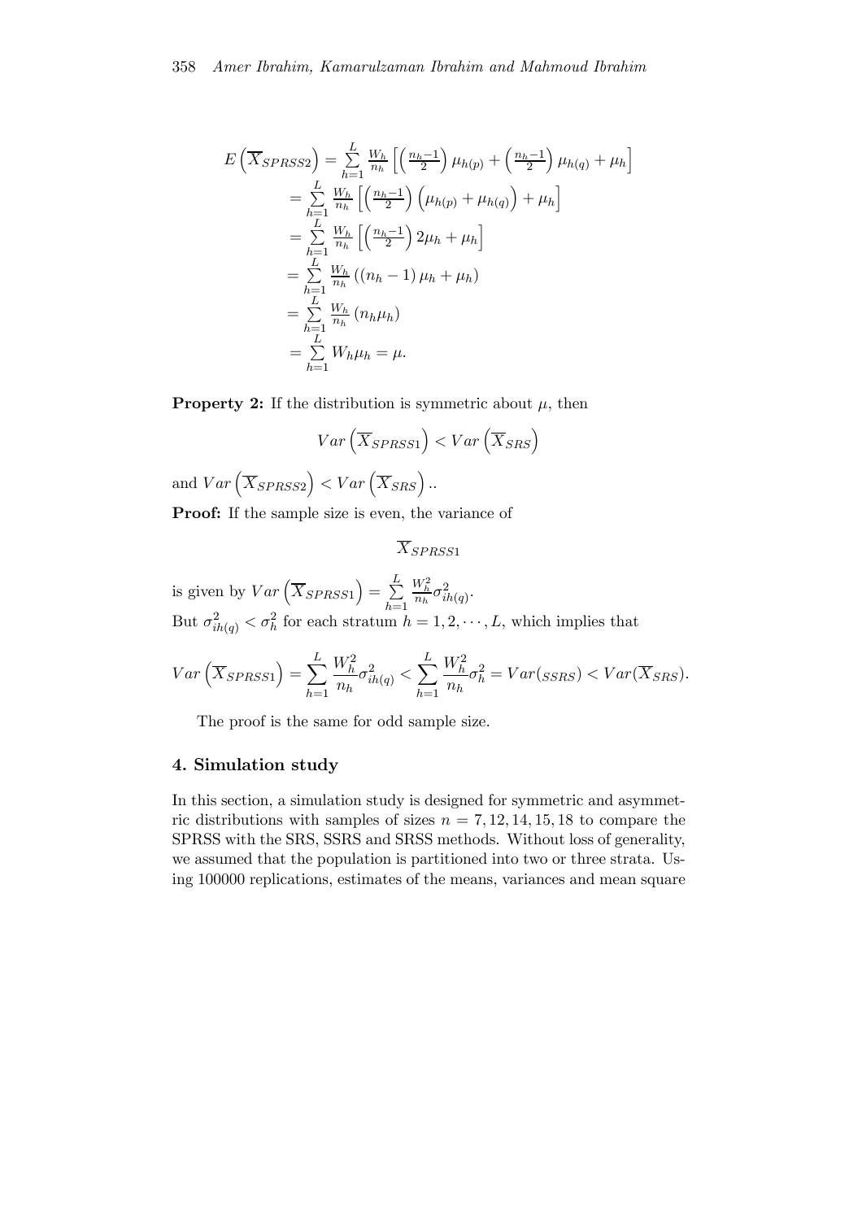$$
\begin{aligned}
E\left(\overline{X}_{SPRSS2}\right) &= \sum_{h=1}^{L} \frac{W_h}{n_h}\left[\left(\frac{n_h-1}{2}\right)\mu_{h(p)} + \left(\frac{n_h-1}{2}\right)\mu_{h(q)} + \mu_h\right] \\
&= \sum_{h=1}^{L} \frac{W_h}{n_h}\left[\left(\frac{n_h-1}{2}\right)\left(\mu_{h(p)} + \mu_{h(q)}\right) + \mu_h\right] \\
&= \sum_{h=1}^{L} \frac{W_h}{n_h}\left[\left(\frac{n_h-1}{2}\right)2\mu_h + \mu_h\right] \\
&= \sum_{h=1}^{L} \frac{W_h}{n_h}\left(\left(n_h-1\right)\mu_h + \mu_h\right) \\
&= \sum_{h=1}^{L} \frac{W_h}{n_h}\left(n_h\mu_h\right) \\
&= \sum_{h=1}^{L} W_h\mu_h = \mu.
\end{aligned}
$$

**Property 2:** If the distribution is symmetric about $\mu$, then

$$
Var\left(\overline{X}_{SPRSS1}\right) < Var\left(\overline{X}_{SRS}\right)
$$

and $Var\left(\overline{X}_{SPRSS2}\right) < Var\left(\overline{X}_{SRS}\right)$..

**Proof:** If the sample size is even, the variance of

$$
\overline{X}_{SPRSS1}
$$

is given by $Var\left(\overline{X}_{SPRSS1}\right) = \sum_{h=1}^{L} \frac{W_h^2}{n_h}\sigma_{ih(q)}^2$.
But $\sigma_{ih(q)}^2 < \sigma_h^2$ for each stratum $h = 1, 2, \cdots, L$, which implies that

$$
Var\left(\overline{X}_{SPRSS1}\right) = \sum_{h=1}^{L} \frac{W_h^2}{n_h}\sigma_{ih(q)}^2 < \sum_{h=1}^{L} \frac{W_h^2}{n_h}\sigma_h^2 = Var(_{SSRS}) < Var(\overline{X}_{SRS}).
$$

The proof is the same for odd sample size.

## 4. Simulation study

In this section, a simulation study is designed for symmetric and asymmetric distributions with samples of sizes $n = 7, 12, 14, 15, 18$ to compare the SPRSS with the SRS, SSRS and SRSS methods. Without loss of generality, we assumed that the population is partitioned into two or three strata. Using 100000 replications, estimates of the means, variances and mean square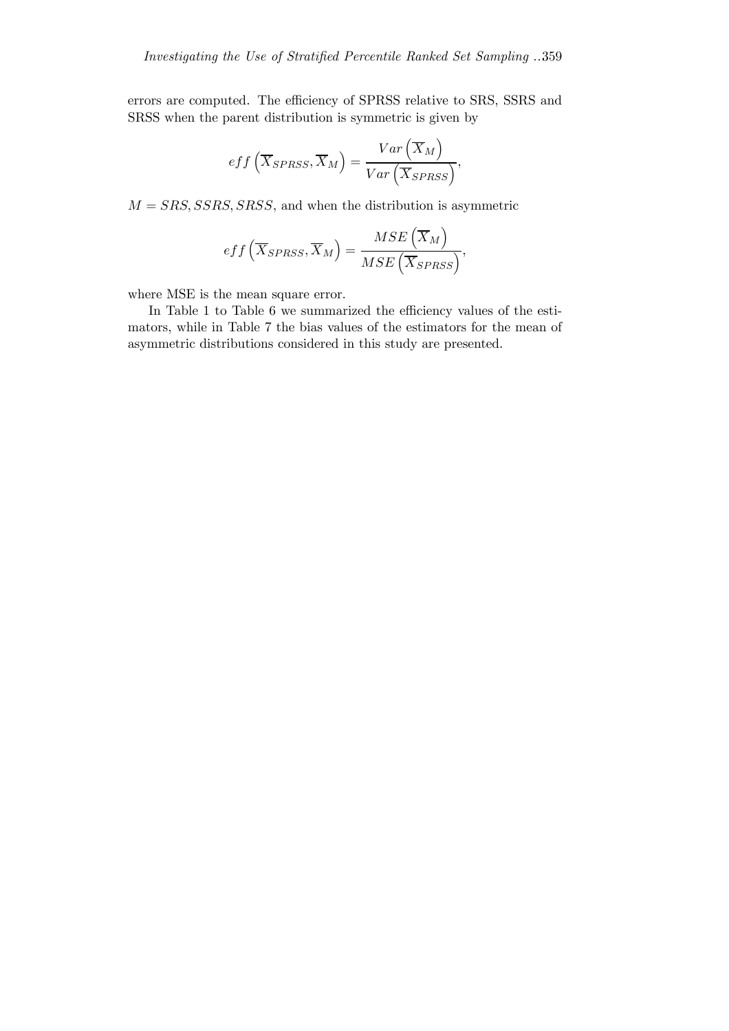errors are computed. The efficiency of SPRSS relative to SRS, SSRS and SRSS when the parent distribution is symmetric is given by

$$eff\left(\overline{X}_{SPRSS}, \overline{X}_M\right) = \frac{Var\left(\overline{X}_M\right)}{Var\left(\overline{X}_{SPRSS}\right)},$$

$M = SRS, SSRS, SRSS$, and when the distribution is asymmetric

$$eff\left(\overline{X}_{SPRSS}, \overline{X}_M\right) = \frac{MSE\left(\overline{X}_M\right)}{MSE\left(\overline{X}_{SPRSS}\right)},$$

where MSE is the mean square error.

In Table 1 to Table 6 we summarized the efficiency values of the estimators, while in Table 7 the bias values of the estimators for the mean of asymmetric distributions considered in this study are presented.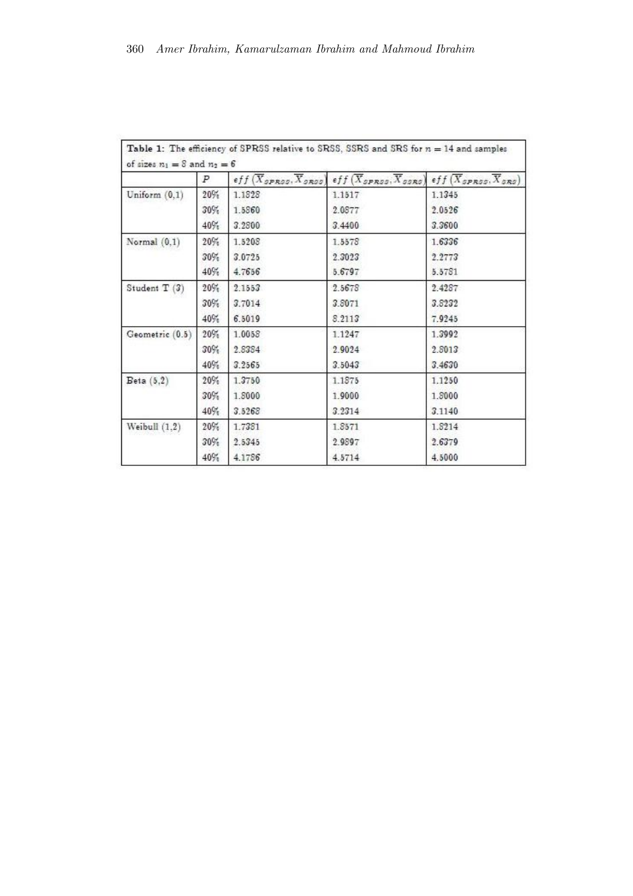**Table 1:** The efficiency of SPRSS relative to SRSS, SSRS and SRS for $n = 14$ and samples of sizes $n_1 = 8$ and $n_2 = 6$

| | $P$ | $eff\left(\overline{X}_{SPRSS}, \overline{X}_{SRSS}\right)$ | $eff\left(\overline{X}_{SPRSS}, \overline{X}_{SSRS}\right)$ | $eff\left(\overline{X}_{SPRSS}, \overline{X}_{SRS}\right)$ |
|---|---|---|---|---|
| Uniform (0,1) | 20% | 1.1828 | 1.1517 | 1.1345 |
| | 30% | 1.5860 | 2.0877 | 2.0526 |
| | 40% | 3.2800 | 3.4400 | 3.3600 |
| Normal (0,1) | 20% | 1.5208 | 1.5578 | 1.6336 |
| | 30% | 3.0725 | 2.3023 | 2.2773 |
| | 40% | 4.7656 | 5.6797 | 5.5781 |
| Student T (3) | 20% | 2.1553 | 2.5678 | 2.4287 |
| | 30% | 3.7014 | 3.8071 | 3.8232 |
| | 40% | 6.5019 | 8.2113 | 7.9245 |
| Geometric (0.5) | 20% | 1.0058 | 1.1247 | 1.3992 |
| | 30% | 2.8384 | 2.9024 | 2.8013 |
| | 40% | 3.2565 | 3.5043 | 3.4630 |
| Beta (5,2) | 20% | 1.3750 | 1.1875 | 1.1250 |
| | 30% | 1.8000 | 1.9000 | 1.8000 |
| | 40% | 3.5263 | 3.2314 | 3.1140 |
| Weibull (1,2) | 20% | 1.7381 | 1.8571 | 1.8214 |
| | 30% | 2.5345 | 2.9897 | 2.6379 |
| | 40% | 4.1786 | 4.5714 | 4.5000 |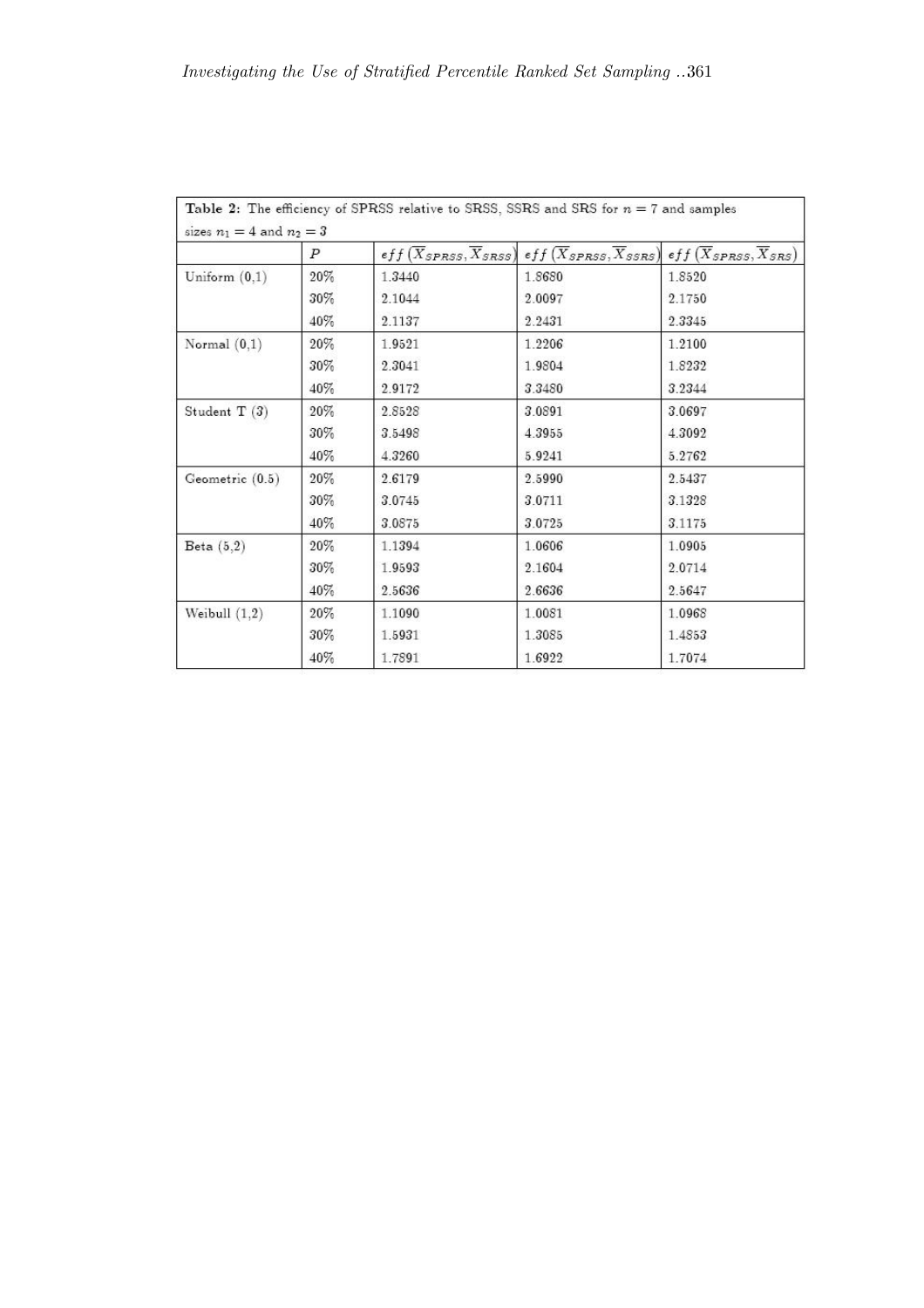**Table 2:** The efficiency of SPRSS relative to SRSS, SSRS and SRS for $n = 7$ and samples sizes $n_1 = 4$ and $n_2 = 3$

| | $P$ | $eff\left(\overline{X}_{SPRSS}, \overline{X}_{SRSS}\right)$ | $eff\left(\overline{X}_{SPRSS}, \overline{X}_{SSRS}\right)$ | $eff\left(\overline{X}_{SPRSS}, \overline{X}_{SRS}\right)$ |
|---|---|---|---|---|
| Uniform (0,1) | 20% | 1.3440 | 1.8680 | 1.8520 |
| | 30% | 2.1044 | 2.0097 | 2.1750 |
| | 40% | 2.1137 | 2.2431 | 2.3345 |
| Normal (0,1) | 20% | 1.9521 | 1.2206 | 1.2100 |
| | 30% | 2.3041 | 1.9804 | 1.8232 |
| | 40% | 2.9172 | 3.3480 | 3.2344 |
| Student T (3) | 20% | 2.8528 | 3.0891 | 3.0697 |
| | 30% | 3.5498 | 4.3955 | 4.3092 |
| | 40% | 4.3260 | 5.9241 | 5.2762 |
| Geometric (0.5) | 20% | 2.6179 | 2.5990 | 2.5437 |
| | 30% | 3.0745 | 3.0711 | 3.1328 |
| | 40% | 3.0875 | 3.0725 | 3.1175 |
| Beta (5,2) | 20% | 1.1394 | 1.0606 | 1.0905 |
| | 30% | 1.9593 | 2.1604 | 2.0714 |
| | 40% | 2.5636 | 2.6636 | 2.5647 |
| Weibull (1,2) | 20% | 1.1090 | 1.0081 | 1.0968 |
| | 30% | 1.5931 | 1.3085 | 1.4853 |
| | 40% | 1.7891 | 1.6922 | 1.7074 |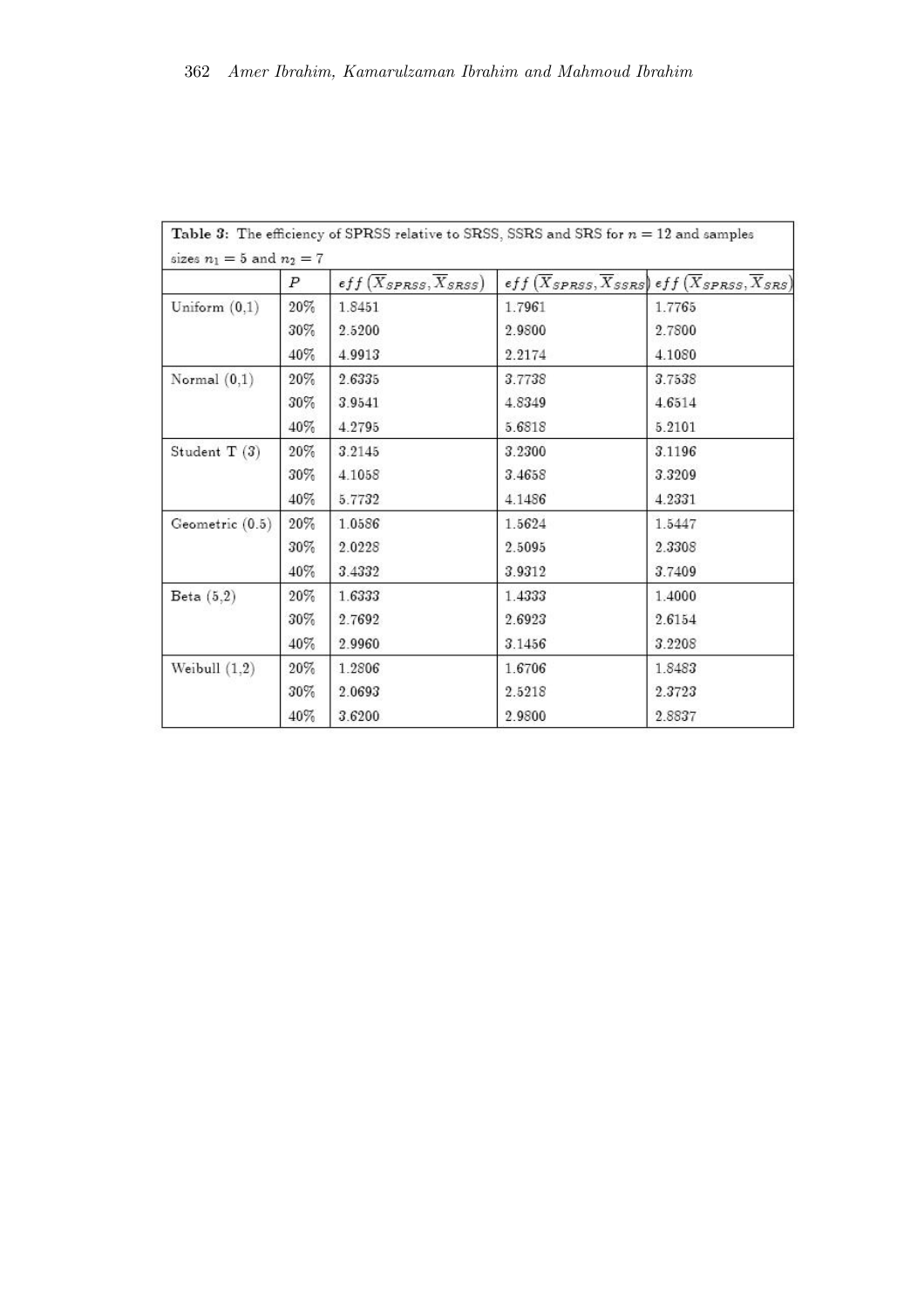**Table 3:** The efficiency of SPRSS relative to SRSS, SSRS and SRS for $n = 12$ and samples sizes $n_1 = 5$ and $n_2 = 7$

| | $P$ | $eff\left(\overline{X}_{SPRSS}, \overline{X}_{SRSS}\right)$ | $eff\left(\overline{X}_{SPRSS}, \overline{X}_{SSRS}\right)$ | $eff\left(\overline{X}_{SPRSS}, \overline{X}_{SRS}\right)$ |
|---|---|---|---|---|
| Uniform (0,1) | 20% | 1.8451 | 1.7961 | 1.7765 |
| | 30% | 2.5200 | 2.9800 | 2.7800 |
| | 40% | 4.9913 | 2.2174 | 4.1080 |
| Normal (0,1) | 20% | 2.6335 | 3.7738 | 3.7538 |
| | 30% | 3.9541 | 4.8349 | 4.6514 |
| | 40% | 4.2795 | 5.6818 | 5.2101 |
| Student T (3) | 20% | 3.2145 | 3.2300 | 3.1196 |
| | 30% | 4.1058 | 3.4658 | 3.3209 |
| | 40% | 5.7732 | 4.1486 | 4.2331 |
| Geometric (0.5) | 20% | 1.0586 | 1.5624 | 1.5447 |
| | 30% | 2.0228 | 2.5095 | 2.3308 |
| | 40% | 3.4332 | 3.9312 | 3.7409 |
| Beta (5,2) | 20% | 1.6333 | 1.4333 | 1.4000 |
| | 30% | 2.7692 | 2.6923 | 2.6154 |
| | 40% | 2.9960 | 3.1456 | 3.2208 |
| Weibull (1,2) | 20% | 1.2806 | 1.6706 | 1.8483 |
| | 30% | 2.0693 | 2.5218 | 2.3723 |
| | 40% | 3.6200 | 2.9800 | 2.8837 |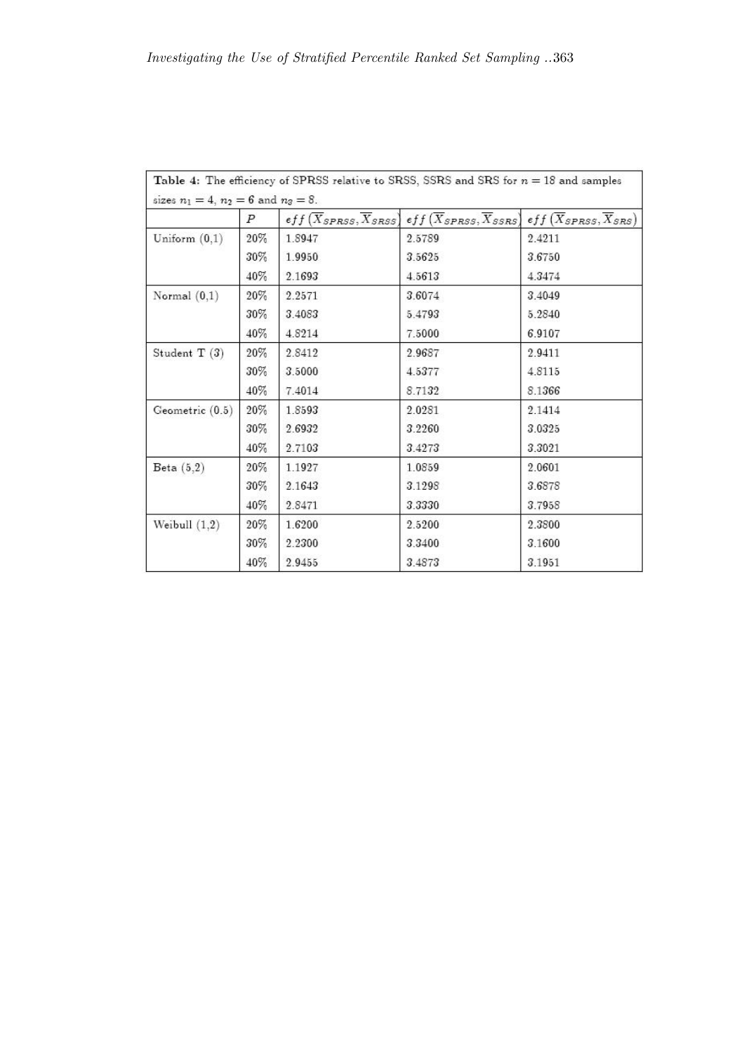**Table 4:** The efficiency of SPRSS relative to SRSS, SSRS and SRS for $n = 18$ and samples sizes $n_1 = 4$, $n_2 = 6$ and $n_3 = 8$.

| | $P$ | $eff\left(\overline{X}_{SPRSS}, \overline{X}_{SRSS}\right)$ | $eff\left(\overline{X}_{SPRSS}, \overline{X}_{SSRS}\right)$ | $eff\left(\overline{X}_{SPRSS}, \overline{X}_{SRS}\right)$ |
|---|---|---|---|---|
| Uniform (0,1) | 20% | 1.8947 | 2.5789 | 2.4211 |
| | 30% | 1.9950 | 3.5625 | 3.6750 |
| | 40% | 2.1693 | 4.5613 | 4.3474 |
| Normal (0,1) | 20% | 2.2571 | 3.6074 | 3.4049 |
| | 30% | 3.4083 | 5.4793 | 5.2840 |
| | 40% | 4.8214 | 7.5000 | 6.9107 |
| Student T (3) | 20% | 2.8412 | 2.9687 | 2.9411 |
| | 30% | 3.5000 | 4.5377 | 4.8115 |
| | 40% | 7.4014 | 8.7132 | 8.1366 |
| Geometric (0.5) | 20% | 1.8593 | 2.0281 | 2.1414 |
| | 30% | 2.6932 | 3.2260 | 3.0325 |
| | 40% | 2.7103 | 3.4273 | 3.3021 |
| Beta (5,2) | 20% | 1.1927 | 1.0859 | 2.0601 |
| | 30% | 2.1643 | 3.1298 | 3.6878 |
| | 40% | 2.8471 | 3.3330 | 3.7958 |
| Weibull (1,2) | 20% | 1.6200 | 2.5200 | 2.3800 |
| | 30% | 2.2300 | 3.3400 | 3.1600 |
| | 40% | 2.9455 | 3.4873 | 3.1951 |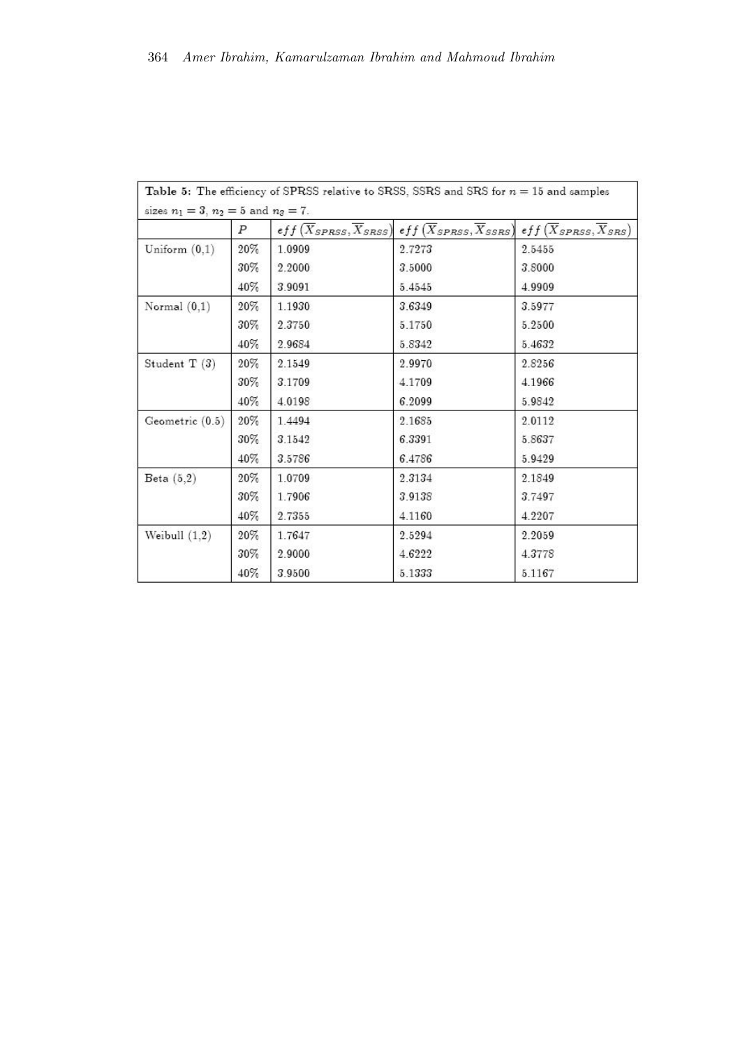**Table 5:** The efficiency of SPRSS relative to SRSS, SSRS and SRS for $n = 15$ and samples sizes $n_1 = 3$, $n_2 = 5$ and $n_3 = 7$.

| | $P$ | $eff\left(\overline{X}_{SPRSS}, \overline{X}_{SRSS}\right)$ | $eff\left(\overline{X}_{SPRSS}, \overline{X}_{SSRS}\right)$ | $eff\left(\overline{X}_{SPRSS}, \overline{X}_{SRS}\right)$ |
|---|---|---|---|---|
| Uniform (0,1) | 20% | 1.0909 | 2.7273 | 2.5455 |
| | 30% | 2.2000 | 3.5000 | 3.8000 |
| | 40% | 3.9091 | 5.4545 | 4.9909 |
| Normal (0,1) | 20% | 1.1930 | 3.6349 | 3.5977 |
| | 30% | 2.3750 | 5.1750 | 5.2500 |
| | 40% | 2.9684 | 5.8342 | 5.4632 |
| Student T (3) | 20% | 2.1549 | 2.9970 | 2.8256 |
| | 30% | 3.1709 | 4.1709 | 4.1966 |
| | 40% | 4.0198 | 6.2099 | 5.9842 |
| Geometric (0.5) | 20% | 1.4494 | 2.1685 | 2.0112 |
| | 30% | 3.1542 | 6.3391 | 5.8637 |
| | 40% | 3.5786 | 6.4786 | 5.9429 |
| Beta (5,2) | 20% | 1.0709 | 2.3134 | 2.1849 |
| | 30% | 1.7906 | 3.9138 | 3.7497 |
| | 40% | 2.7355 | 4.1160 | 4.2207 |
| Weibull (1,2) | 20% | 1.7647 | 2.5294 | 2.2059 |
| | 30% | 2.9000 | 4.6222 | 4.3778 |
| | 40% | 3.9500 | 5.1333 | 5.1167 |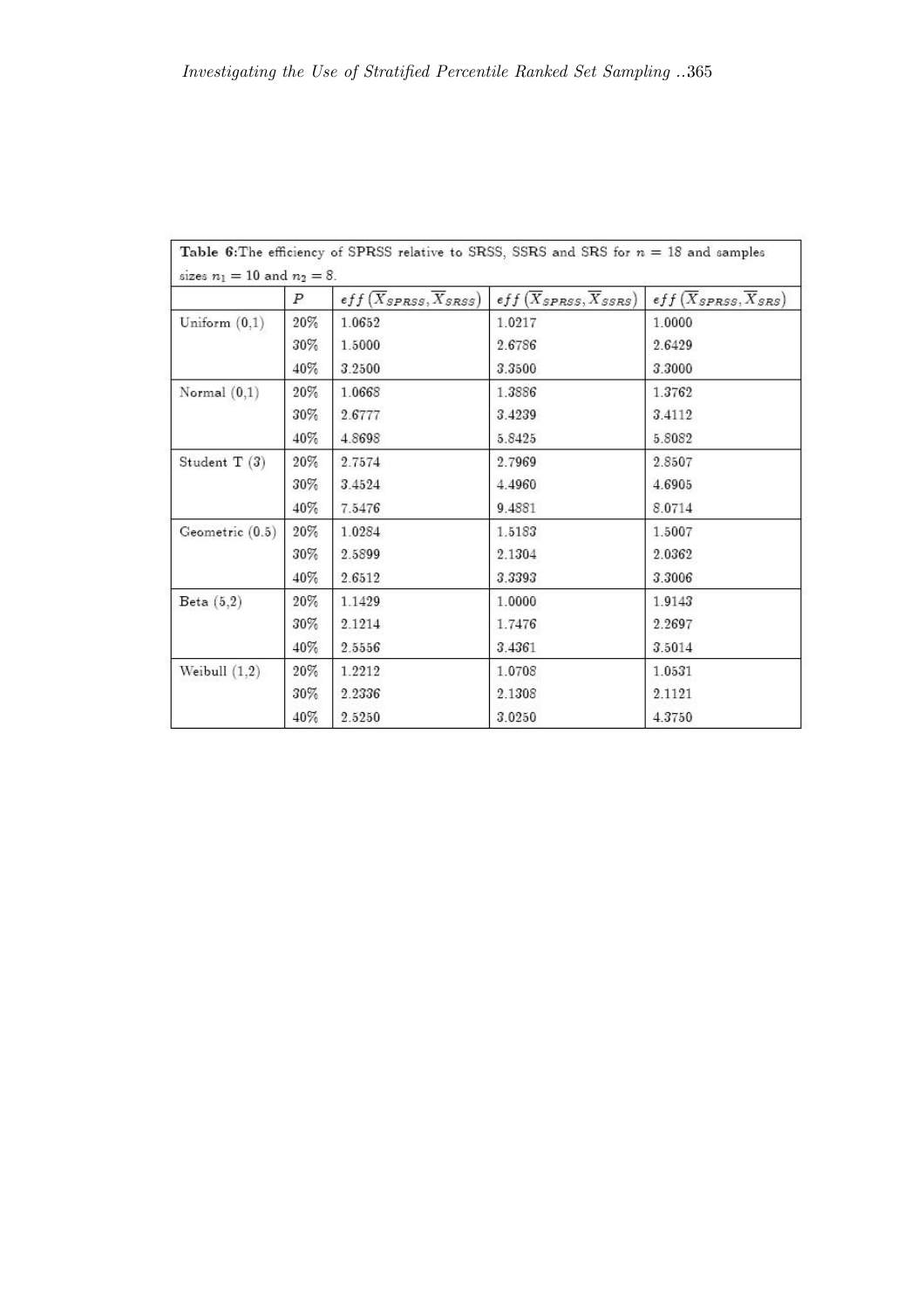**Table 6:** The efficiency of SPRSS relative to SRSS, SSRS and SRS for $n = 18$ and samples sizes $n_1 = 10$ and $n_2 = 8$.

| | $P$ | $eff\left(\overline{X}_{SPRSS}, \overline{X}_{SRSS}\right)$ | $eff\left(\overline{X}_{SPRSS}, \overline{X}_{SSRS}\right)$ | $eff\left(\overline{X}_{SPRSS}, \overline{X}_{SRS}\right)$ |
|---|---|---|---|---|
| Uniform (0,1) | 20% | 1.0652 | 1.0217 | 1.0000 |
| | 30% | 1.5000 | 2.6786 | 2.6429 |
| | 40% | 3.2500 | 3.3500 | 3.3000 |
| Normal (0,1) | 20% | 1.0668 | 1.3886 | 1.3762 |
| | 30% | 2.6777 | 3.4239 | 3.4112 |
| | 40% | 4.8698 | 5.8425 | 5.8082 |
| Student T (3) | 20% | 2.7574 | 2.7969 | 2.8507 |
| | 30% | 3.4524 | 4.4960 | 4.6905 |
| | 40% | 7.5476 | 9.4881 | 8.0714 |
| Geometric (0.5) | 20% | 1.0284 | 1.5183 | 1.5007 |
| | 30% | 2.5899 | 2.1304 | 2.0362 |
| | 40% | 2.6512 | 3.3393 | 3.3006 |
| Beta (5,2) | 20% | 1.1429 | 1.0000 | 1.9143 |
| | 30% | 2.1214 | 1.7476 | 2.2697 |
| | 40% | 2.5556 | 3.4361 | 3.5014 |
| Weibull (1,2) | 20% | 1.2212 | 1.0708 | 1.0531 |
| | 30% | 2.2336 | 2.1308 | 2.1121 |
| | 40% | 2.5250 | 3.0250 | 4.3750 |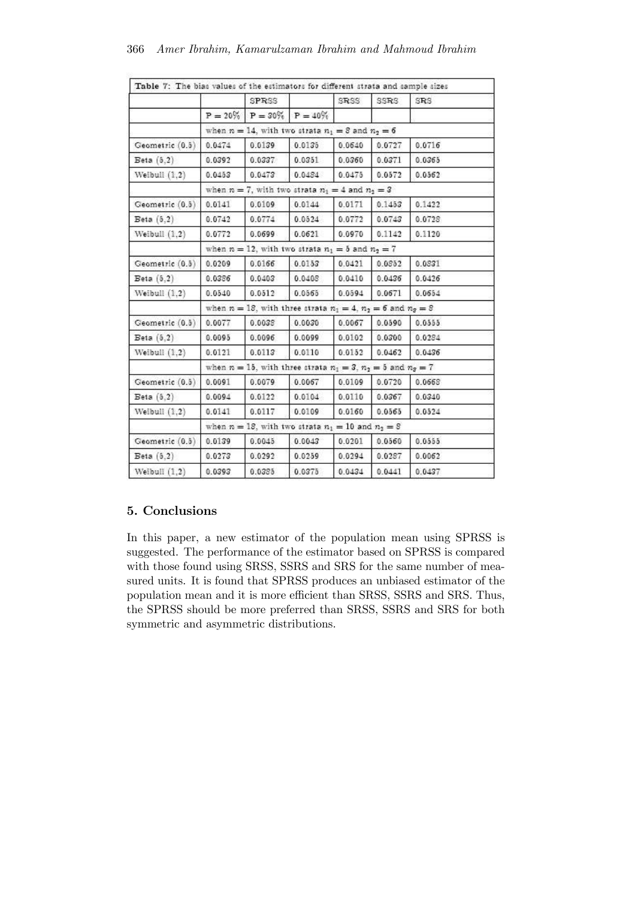Table 7: The bias values of the estimators for different strata and sample sizes

| | SPRSS | | | SRSS | SSRS | SRS |
|---|---|---|---|---|---|---|
| | P = 20% | P = 30% | P = 40% | | | |
| | when $n = 14$, with two strata $n_1 = 8$ and $n_2 = 6$ | | | | | |
| Geometric (0.5) | 0.0474 | 0.0139 | 0.0135 | 0.0640 | 0.0727 | 0.0716 |
| Beta (5,2) | 0.0392 | 0.0337 | 0.0351 | 0.0360 | 0.0371 | 0.0365 |
| Weibull (1,2) | 0.0453 | 0.0473 | 0.0484 | 0.0475 | 0.0572 | 0.0562 |
| | when $n = 7$, with two strata $n_1 = 4$ and $n_2 = 3$ | | | | | |
| Geometric (0.5) | 0.0141 | 0.0109 | 0.0144 | 0.0171 | 0.1453 | 0.1422 |
| Beta (5,2) | 0.0742 | 0.0774 | 0.0524 | 0.0772 | 0.0743 | 0.0728 |
| Weibull (1,2) | 0.0772 | 0.0699 | 0.0621 | 0.0970 | 0.1142 | 0.1120 |
| | when $n = 12$, with two strata $n_1 = 5$ and $n_2 = 7$ | | | | | |
| Geometric (0.5) | 0.0209 | 0.0166 | 0.0153 | 0.0421 | 0.0852 | 0.0831 |
| Beta (5,2) | 0.0386 | 0.0403 | 0.0408 | 0.0410 | 0.0436 | 0.0426 |
| Weibull (1,2) | 0.0540 | 0.0512 | 0.0565 | 0.0594 | 0.0671 | 0.0654 |
| | when $n = 18$, with three strata $n_1 = 4$, $n_2 = 6$ and $n_3 = 8$ | | | | | |
| Geometric (0.5) | 0.0077 | 0.0038 | 0.0030 | 0.0067 | 0.0590 | 0.0555 |
| Beta (5,2) | 0.0095 | 0.0096 | 0.0099 | 0.0102 | 0.0300 | 0.0284 |
| Weibull (1,2) | 0.0121 | 0.0113 | 0.0110 | 0.0152 | 0.0462 | 0.0436 |
| | when $n = 15$, with three strata $n_1 = 3$, $n_2 = 5$ and $n_3 = 7$ | | | | | |
| Geometric (0.5) | 0.0091 | 0.0079 | 0.0067 | 0.0109 | 0.0720 | 0.0668 |
| Beta (5,2) | 0.0094 | 0.0122 | 0.0104 | 0.0110 | 0.0367 | 0.0340 |
| Weibull (1,2) | 0.0141 | 0.0117 | 0.0109 | 0.0160 | 0.0565 | 0.0524 |
| | when $n = 18$, with two strata $n_1 = 10$ and $n_2 = 8$ | | | | | |
| Geometric (0.5) | 0.0139 | 0.0045 | 0.0043 | 0.0201 | 0.0560 | 0.0555 |
| Beta (5,2) | 0.0273 | 0.0292 | 0.0259 | 0.0294 | 0.0287 | 0.0062 |
| Weibull (1,2) | 0.0393 | 0.0385 | 0.0375 | 0.0434 | 0.0441 | 0.0437 |

## 5. Conclusions

In this paper, a new estimator of the population mean using SPRSS is suggested. The performance of the estimator based on SPRSS is compared with those found using SRSS, SSRS and SRS for the same number of measured units. It is found that SPRSS produces an unbiased estimator of the population mean and it is more efficient than SRSS, SSRS and SRS. Thus, the SPRSS should be more preferred than SRSS, SSRS and SRS for both symmetric and asymmetric distributions.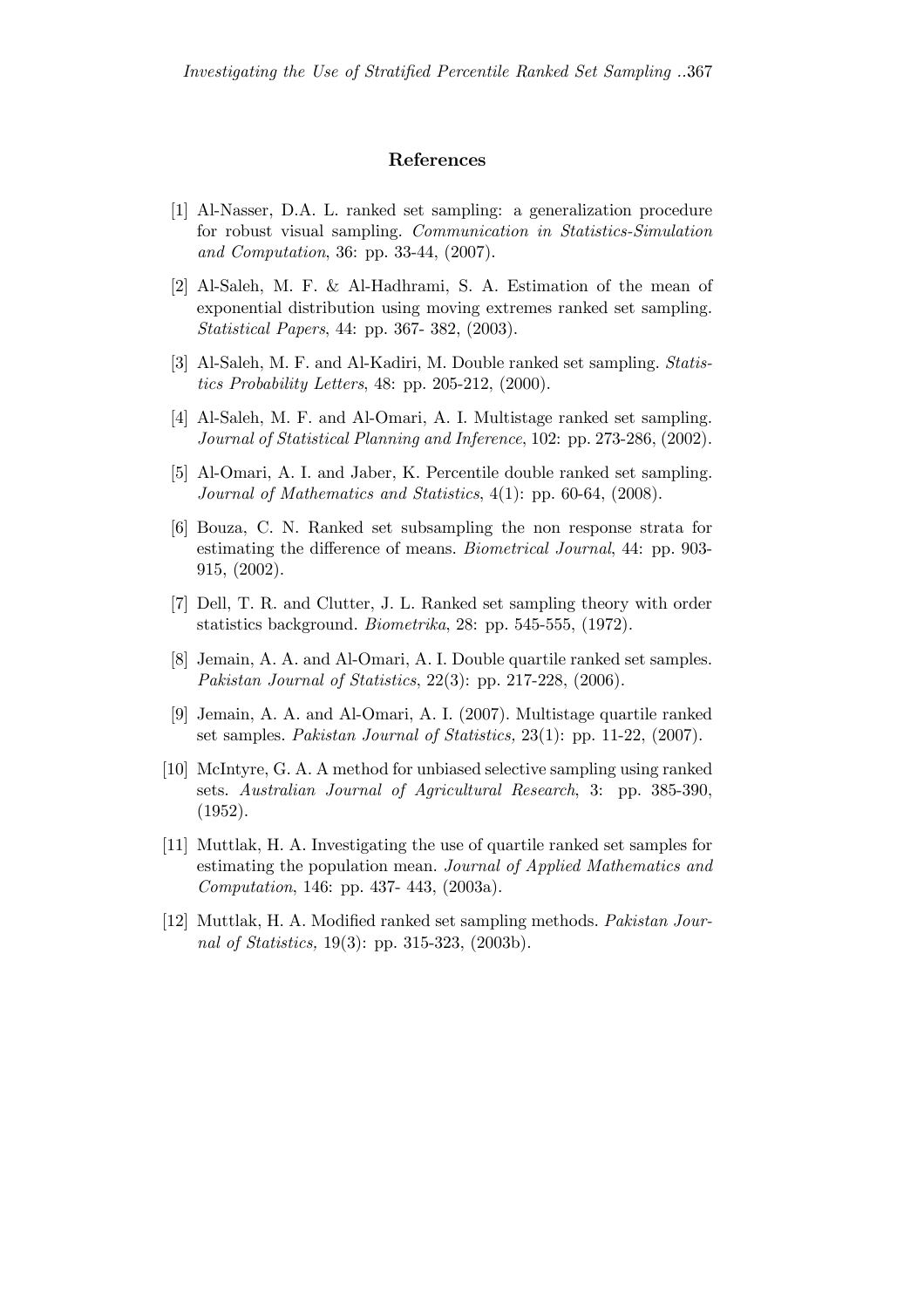## References

[1] Al-Nasser, D.A. L. ranked set sampling: a generalization procedure for robust visual sampling. *Communication in Statistics-Simulation and Computation*, 36: pp. 33-44, (2007).

[2] Al-Saleh, M. F. & Al-Hadhrami, S. A. Estimation of the mean of exponential distribution using moving extremes ranked set sampling. *Statistical Papers*, 44: pp. 367- 382, (2003).

[3] Al-Saleh, M. F. and Al-Kadiri, M. Double ranked set sampling. *Statistics Probability Letters*, 48: pp. 205-212, (2000).

[4] Al-Saleh, M. F. and Al-Omari, A. I. Multistage ranked set sampling. *Journal of Statistical Planning and Inference*, 102: pp. 273-286, (2002).

[5] Al-Omari, A. I. and Jaber, K. Percentile double ranked set sampling. *Journal of Mathematics and Statistics*, 4(1): pp. 60-64, (2008).

[6] Bouza, C. N. Ranked set subsampling the non response strata for estimating the difference of means. *Biometrical Journal*, 44: pp. 903-915, (2002).

[7] Dell, T. R. and Clutter, J. L. Ranked set sampling theory with order statistics background. *Biometrika*, 28: pp. 545-555, (1972).

[8] Jemain, A. A. and Al-Omari, A. I. Double quartile ranked set samples. *Pakistan Journal of Statistics*, 22(3): pp. 217-228, (2006).

[9] Jemain, A. A. and Al-Omari, A. I. (2007). Multistage quartile ranked set samples. *Pakistan Journal of Statistics,* 23(1): pp. 11-22, (2007).

[10] McIntyre, G. A. A method for unbiased selective sampling using ranked sets. *Australian Journal of Agricultural Research*, 3: pp. 385-390, (1952).

[11] Muttlak, H. A. Investigating the use of quartile ranked set samples for estimating the population mean. *Journal of Applied Mathematics and Computation*, 146: pp. 437- 443, (2003a).

[12] Muttlak, H. A. Modified ranked set sampling methods. *Pakistan Journal of Statistics,* 19(3): pp. 315-323, (2003b).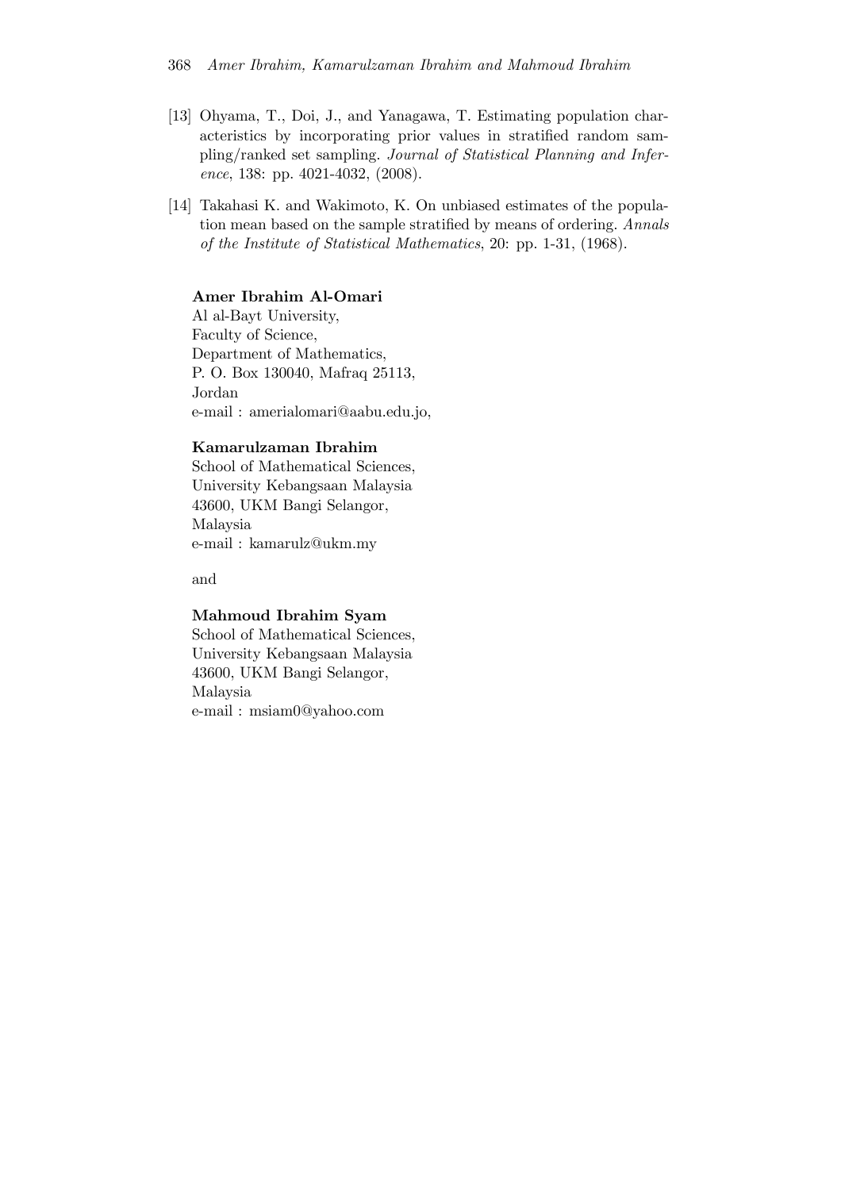[13] Ohyama, T., Doi, J., and Yanagawa, T. Estimating population characteristics by incorporating prior values in stratified random sampling/ranked set sampling. *Journal of Statistical Planning and Inference*, 138: pp. 4021-4032, (2008).

[14] Takahasi K. and Wakimoto, K. On unbiased estimates of the population mean based on the sample stratified by means of ordering. *Annals of the Institute of Statistical Mathematics*, 20: pp. 1-31, (1968).

**Amer Ibrahim Al-Omari**
Al al-Bayt University,
Faculty of Science,
Department of Mathematics,
P. O. Box 130040, Mafraq 25113,
Jordan
e-mail : amerialomari@aabu.edu.jo,

**Kamarulzaman Ibrahim**
School of Mathematical Sciences,
University Kebangsaan Malaysia
43600, UKM Bangi Selangor,
Malaysia
e-mail : kamarulz@ukm.my

and

**Mahmoud Ibrahim Syam**
School of Mathematical Sciences,
University Kebangsaan Malaysia
43600, UKM Bangi Selangor,
Malaysia
e-mail : msiam0@yahoo.com